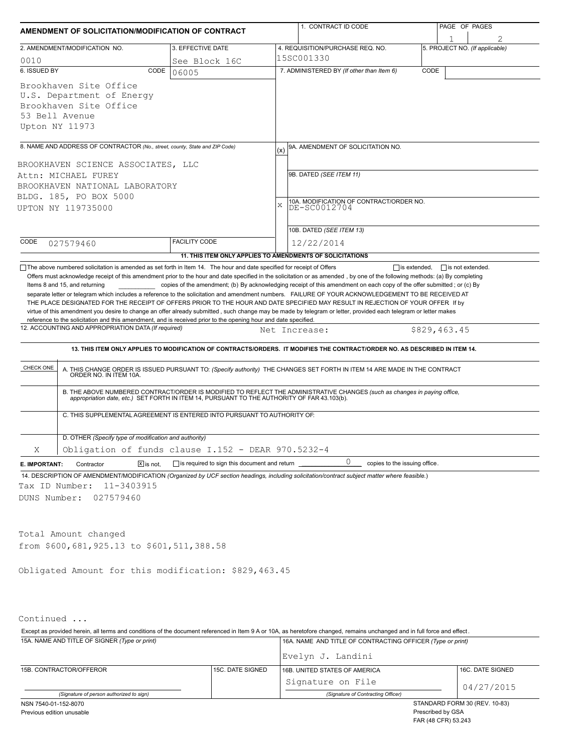# AMENDMENT OF SOLICITATION/MODIFICATION OF CONTRACT

| 1. CONTRACT ID CODE | PAGE OF PAGES |
|---|---|
| | 1 / 2 |

| 2. AMENDMENT/MODIFICATION NO. | 3. EFFECTIVE DATE | 4. REQUISITION/PURCHASE REQ. NO. | 5. PROJECT NO. (If applicable) |
|---|---|---|---|
| 0010 | See Block 16C | 15SC001330 | |

**6. ISSUED BY** CODE 06005

Brookhaven Site Office
U.S. Department of Energy
Brookhaven Site Office
53 Bell Avenue
Upton NY 11973

**7. ADMINISTERED BY** (If other than Item 6) CODE

**8. NAME AND ADDRESS OF CONTRACTOR** (No., street, county, State and ZIP Code)

BROOKHAVEN SCIENCE ASSOCIATES, LLC
Attn: MICHAEL FUREY
BROOKHAVEN NATIONAL LABORATORY
BLDG. 185, PO BOX 5000
UPTON NY 119735000

CODE 027579460 FACILITY CODE

(x) 9A. AMENDMENT OF SOLICITATION NO.

9B. DATED (SEE ITEM 11)

X 10A. MODIFICATION OF CONTRACT/ORDER NO.
DE-SC0012704

10B. DATED (SEE ITEM 13)
12/22/2014

**11. THIS ITEM ONLY APPLIES TO AMENDMENTS OF SOLICITATIONS**

☐ The above numbered solicitation is amended as set forth in Item 14. The hour and date specified for receipt of Offers ☐ is extended, ☐ is not extended.
Offers must acknowledge receipt of this amendment prior to the hour and date specified in the solicitation or as amended, by one of the following methods: (a) By completing Items 8 and 15, and returning ______ copies of the amendment; (b) By acknowledging receipt of this amendment on each copy of the offer submitted ; or (c) By separate letter or telegram which includes a reference to the solicitation and amendment numbers. FAILURE OF YOUR ACKNOWLEDGEMENT TO BE RECEIVED AT THE PLACE DESIGNATED FOR THE RECEIPT OF OFFERS PRIOR TO THE HOUR AND DATE SPECIFIED MAY RESULT IN REJECTION OF YOUR OFFER If by virtue of this amendment you desire to change an offer already submitted , such change may be made by telegram or letter, provided each telegram or letter makes reference to the solicitation and this amendment, and is received prior to the opening hour and date specified.

**12. ACCOUNTING AND APPROPRIATION DATA** (If required) Net Increase: $829,463.45

**13. THIS ITEM ONLY APPLIES TO MODIFICATION OF CONTRACTS/ORDERS. IT MODIFIES THE CONTRACT/ORDER NO. AS DESCRIBED IN ITEM 14.**

| CHECK ONE | |
|---|---|
| | A. THIS CHANGE ORDER IS ISSUED PURSUANT TO: (Specify authority) THE CHANGES SET FORTH IN ITEM 14 ARE MADE IN THE CONTRACT ORDER NO. IN ITEM 10A. |
| | B. THE ABOVE NUMBERED CONTRACT/ORDER IS MODIFIED TO REFLECT THE ADMINISTRATIVE CHANGES (such as changes in paying office, appropriation date, etc.) SET FORTH IN ITEM 14, PURSUANT TO THE AUTHORITY OF FAR 43.103(b). |
| | C. THIS SUPPLEMENTAL AGREEMENT IS ENTERED INTO PURSUANT TO AUTHORITY OF: |
| X | D. OTHER (Specify type of modification and authority) Obligation of funds clause I.152 - DEAR 970.5232-4 |

**E. IMPORTANT:** Contractor ☒ is not, ☐ is required to sign this document and return 0 copies to the issuing office.

**14. DESCRIPTION OF AMENDMENT/MODIFICATION** (Organized by UCF section headings, including solicitation/contract subject matter where feasible.)

Tax ID Number: 11-3403915
DUNS Number: 027579460

Total Amount changed
from $600,681,925.13 to $601,511,388.58

Obligated Amount for this modification: $829,463.45

Continued ...

Except as provided herein, all terms and conditions of the document referenced in Item 9 A or 10A, as heretofore changed, remains unchanged and in full force and effect.

| 15A. NAME AND TITLE OF SIGNER (Type or print) | | 16A. NAME AND TITLE OF CONTRACTING OFFICER (Type or print) | |
|---|---|---|---|
| | | Evelyn J. Landini | |
| 15B. CONTRACTOR/OFFEROR | 15C. DATE SIGNED | 16B. UNITED STATES OF AMERICA | 16C. DATE SIGNED |
| (Signature of person authorized to sign) | | Signature on File (Signature of Contracting Officer) | 04/27/2015 |

NSN 7540-01-152-8070
Previous edition unusable

STANDARD FORM 30 (REV. 10-83)
Prescribed by GSA
FAR (48 CFR) 53.243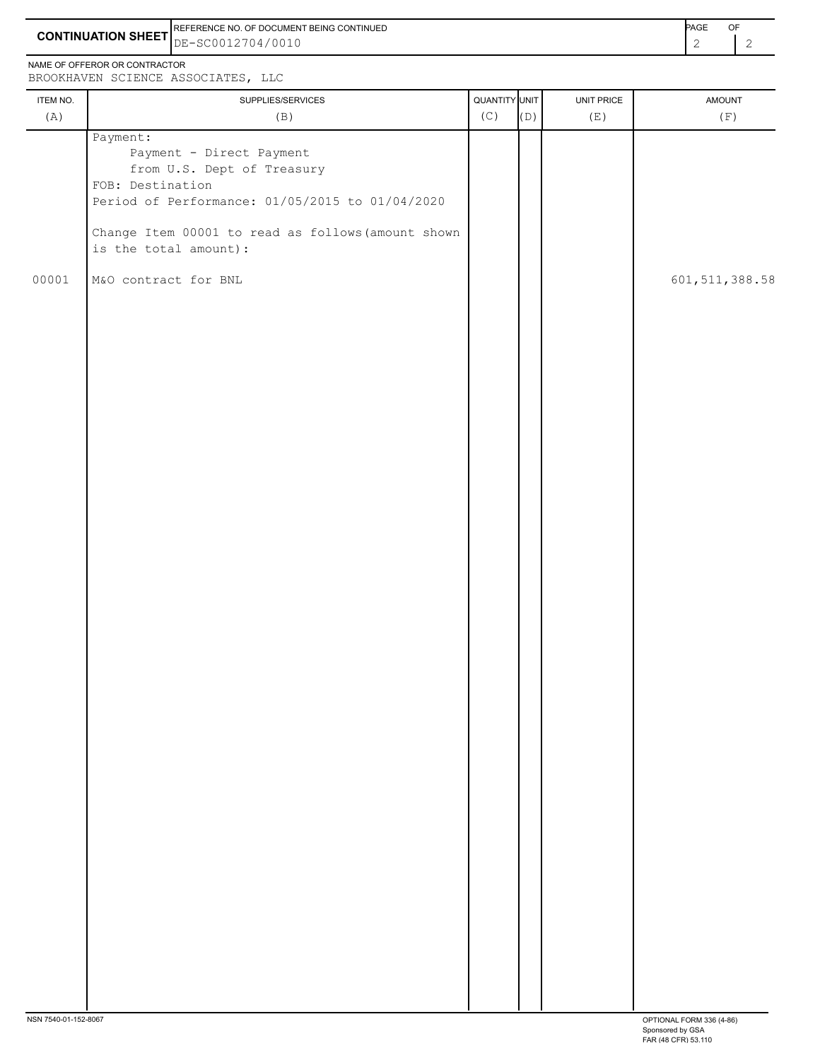**CONTINUATION SHEET**

REFERENCE NO. OF DOCUMENT BEING CONTINUED
DE-SC0012704/0010

NAME OF OFFEROR OR CONTRACTOR
BROOKHAVEN SCIENCE ASSOCIATES, LLC

| ITEM NO. (A) | SUPPLIES/SERVICES (B) | QUANTITY (C) | UNIT (D) | UNIT PRICE (E) | AMOUNT (F) |
| --- | --- | --- | --- | --- | --- |
| | Payment:<br>Payment - Direct Payment<br>from U.S. Dept of Treasury<br>FOB: Destination<br>Period of Performance: 01/05/2015 to 01/04/2020<br><br>Change Item 00001 to read as follows(amount shown is the total amount): | | | | |
| 00001 | M&O contract for BNL | | | | 601,511,388.58 |

NSN 7540-01-152-8067

OPTIONAL FORM 336 (4-86)
Sponsored by GSA
FAR (48 CFR) 53.110